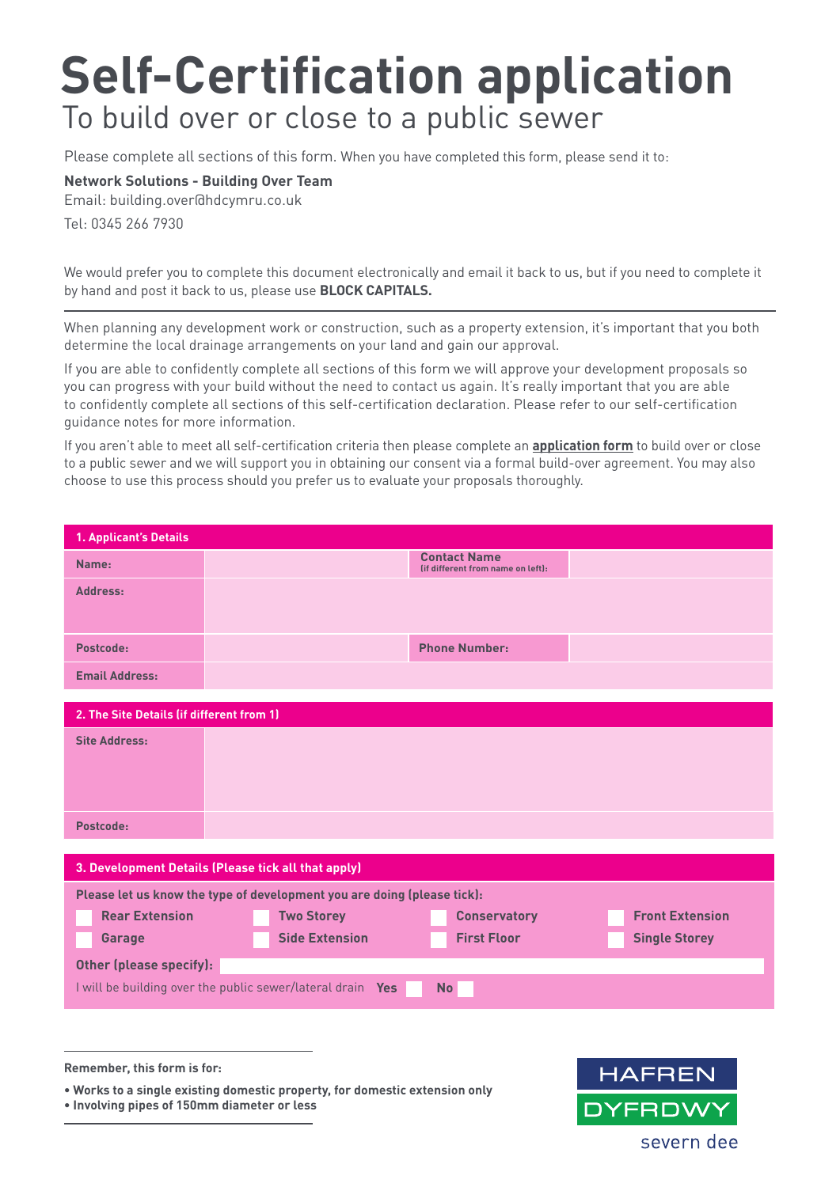# Self-Certification application

## To build over or close to a public sewer

Please complete all sections of this form. When you have completed this form, please send it to:

**Network Solutions - Building Over Team**
Email: building.over@hdcymru.co.uk
Tel: 0345 266 7930

We would prefer you to complete this document electronically and email it back to us, but if you need to complete it by hand and post it back to us, please use **BLOCK CAPITALS.**

---

When planning any development work or construction, such as a property extension, it's important that you both determine the local drainage arrangements on your land and gain our approval.

If you are able to confidently complete all sections of this form we will approve your development proposals so you can progress with your build without the need to contact us again. It's really important that you are able to confidently complete all sections of this self-certification declaration. Please refer to our self-certification guidance notes for more information.

If you aren't able to meet all self-certification criteria then please complete an **application form** to build over or close to a public sewer and we will support you in obtaining our consent via a formal build-over agreement. You may also choose to use this process should you prefer us to evaluate your proposals thoroughly.

| 1. Applicant's Details | | | |
|---|---|---|---|
| **Name:** | | **Contact Name** (if different from name on left): | |
| **Address:** | | | |
| **Postcode:** | | **Phone Number:** | |
| **Email Address:** | | | |

| 2. The Site Details (if different from 1) | |
|---|---|
| **Site Address:** | |
| **Postcode:** | |

**3. Development Details (Please tick all that apply)**

**Please let us know the type of development you are doing (please tick):**

| | | | |
|---|---|---|---|
| ☐ Rear Extension | ☐ Two Storey | ☐ Conservatory | ☐ Front Extension |
| ☐ Garage | ☐ Side Extension | ☐ First Floor | ☐ Single Storey |

**Other (please specify):**

I will be building over the public sewer/lateral drain **Yes** ☐ **No** ☐

---

**Remember, this form is for:**

- **Works to a single existing domestic property, for domestic extension only**
- **Involving pipes of 150mm diameter or less**

HAFREN DYFRDWY
severn dee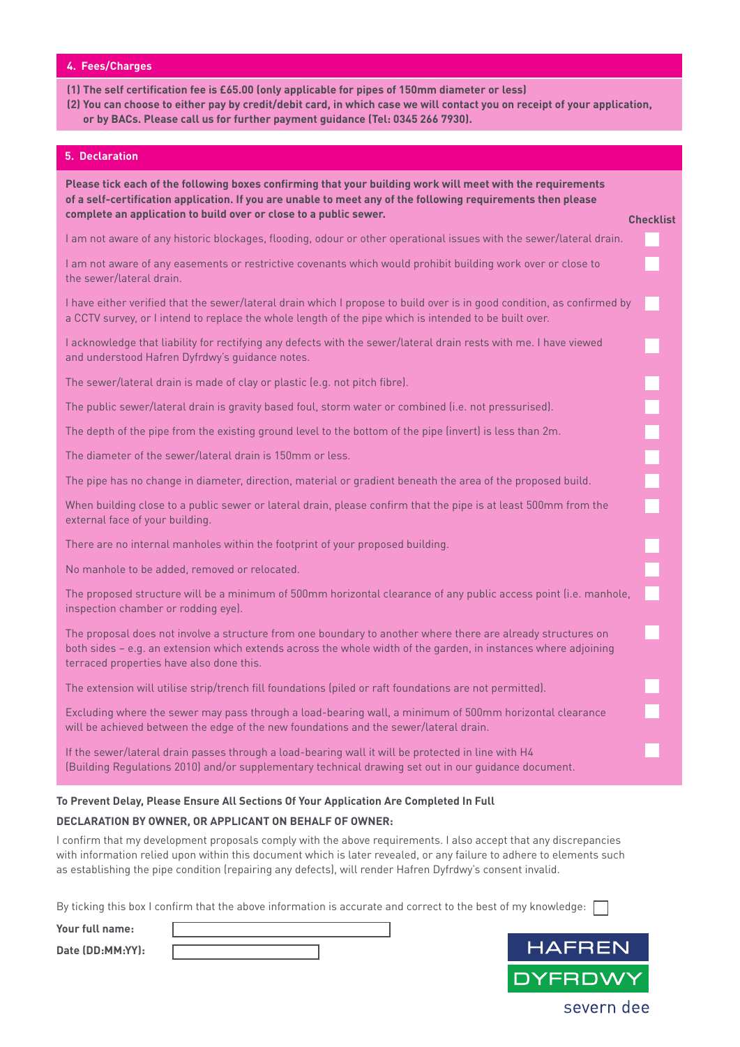## 4. Fees/Charges

**(1) The self certification fee is £65.00 (only applicable for pipes of 150mm diameter or less)**
**(2) You can choose to either pay by credit/debit card, in which case we will contact you on receipt of your application, or by BACs. Please call us for further payment guidance (Tel: 0345 266 7930).**

## 5. Declaration

**Please tick each of the following boxes confirming that your building work will meet with the requirements of a self-certification application. If you are unable to meet any of the following requirements then please complete an application to build over or close to a public sewer.**

| | Checklist |
|---|---|
| I am not aware of any historic blockages, flooding, odour or other operational issues with the sewer/lateral drain. | ☐ |
| I am not aware of any easements or restrictive covenants which would prohibit building work over or close to the sewer/lateral drain. | ☐ |
| I have either verified that the sewer/lateral drain which I propose to build over is in good condition, as confirmed by a CCTV survey, or I intend to replace the whole length of the pipe which is intended to be built over. | ☐ |
| I acknowledge that liability for rectifying any defects with the sewer/lateral drain rests with me. I have viewed and understood Hafren Dyfrdwy's guidance notes. | ☐ |
| The sewer/lateral drain is made of clay or plastic (e.g. not pitch fibre). | ☐ |
| The public sewer/lateral drain is gravity based foul, storm water or combined (i.e. not pressurised). | ☐ |
| The depth of the pipe from the existing ground level to the bottom of the pipe (invert) is less than 2m. | ☐ |
| The diameter of the sewer/lateral drain is 150mm or less. | ☐ |
| The pipe has no change in diameter, direction, material or gradient beneath the area of the proposed build. | ☐ |
| When building close to a public sewer or lateral drain, please confirm that the pipe is at least 500mm from the external face of your building. | ☐ |
| There are no internal manholes within the footprint of your proposed building. | ☐ |
| No manhole to be added, removed or relocated. | ☐ |
| The proposed structure will be a minimum of 500mm horizontal clearance of any public access point (i.e. manhole, inspection chamber or rodding eye). | ☐ |
| The proposal does not involve a structure from one boundary to another where there are already structures on both sides – e.g. an extension which extends across the whole width of the garden, in instances where adjoining terraced properties have also done this. | ☐ |
| The extension will utilise strip/trench fill foundations (piled or raft foundations are not permitted). | ☐ |
| Excluding where the sewer may pass through a load-bearing wall, a minimum of 500mm horizontal clearance will be achieved between the edge of the new foundations and the sewer/lateral drain. | ☐ |
| If the sewer/lateral drain passes through a load-bearing wall it will be protected in line with H4 (Building Regulations 2010) and/or supplementary technical drawing set out in our guidance document. | ☐ |

**To Prevent Delay, Please Ensure All Sections Of Your Application Are Completed In Full**

**DECLARATION BY OWNER, OR APPLICANT ON BEHALF OF OWNER:**

I confirm that my development proposals comply with the above requirements. I also accept that any discrepancies with information relied upon within this document which is later revealed, or any failure to adhere to elements such as establishing the pipe condition (repairing any defects), will render Hafren Dyfrdwy's consent invalid.

By ticking this box I confirm that the above information is accurate and correct to the best of my knowledge: ☐

**Your full name:** ____________________

**Date (DD:MM:YY):** ____________________

HAFREN DYFRDWY
severn dee